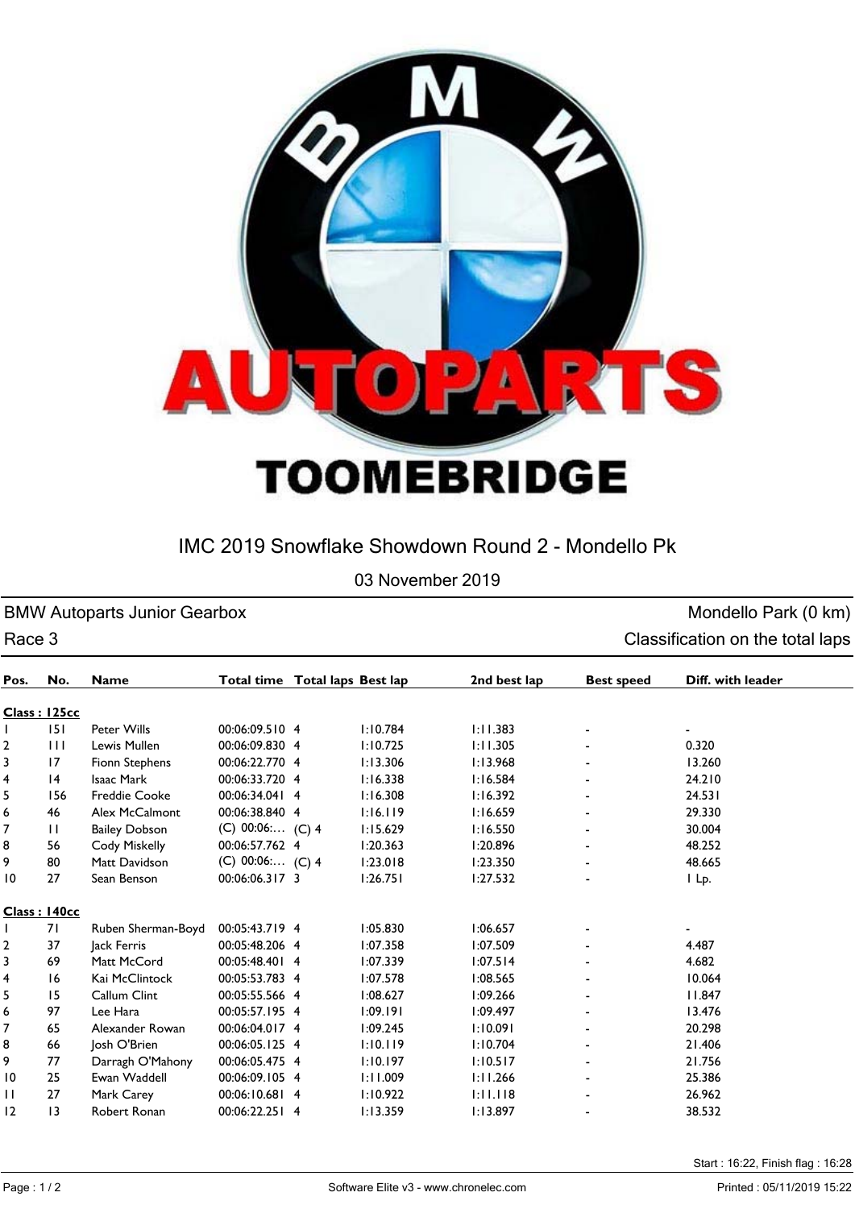AUTOPARTS

TOOMEBRIDGE

# IMC 2019 Snowflake Showdown Round 2 - Mondello Pk

03 November 2019

BMW Autoparts Junior Gearbox — Mondello Park (0 km)

Race 3 — Classification on the total laps

| Pos. | No. | Name | Total time | Total laps | Best lap | 2nd best lap | Best speed | Diff. with leader |
|---|---|---|---|---|---|---|---|---|
| **Class : 125cc** | | | | | | | | |
| 1 | 151 | Peter Wills | 00:06:09.510 | 4 | 1:10.784 | 1:11.383 | - | - |
| 2 | 111 | Lewis Mullen | 00:06:09.830 | 4 | 1:10.725 | 1:11.305 | - | 0.320 |
| 3 | 17 | Fionn Stephens | 00:06:22.770 | 4 | 1:13.306 | 1:13.968 | - | 13.260 |
| 4 | 14 | Isaac Mark | 00:06:33.720 | 4 | 1:16.338 | 1:16.584 | - | 24.210 |
| 5 | 156 | Freddie Cooke | 00:06:34.041 | 4 | 1:16.308 | 1:16.392 | - | 24.531 |
| 6 | 46 | Alex McCalmont | 00:06:38.840 | 4 | 1:16.119 | 1:16.659 | - | 29.330 |
| 7 | 11 | Bailey Dobson | (C) 00:06:… | (C) 4 | 1:15.629 | 1:16.550 | - | 30.004 |
| 8 | 56 | Cody Miskelly | 00:06:57.762 | 4 | 1:20.363 | 1:20.896 | - | 48.252 |
| 9 | 80 | Matt Davidson | (C) 00:06:… | (C) 4 | 1:23.018 | 1:23.350 | - | 48.665 |
| 10 | 27 | Sean Benson | 00:06:06.317 | 3 | 1:26.751 | 1:27.532 | - | 1 Lp. |
| **Class : 140cc** | | | | | | | | |
| 1 | 71 | Ruben Sherman-Boyd | 00:05:43.719 | 4 | 1:05.830 | 1:06.657 | - | - |
| 2 | 37 | Jack Ferris | 00:05:48.206 | 4 | 1:07.358 | 1:07.509 | - | 4.487 |
| 3 | 69 | Matt McCord | 00:05:48.401 | 4 | 1:07.339 | 1:07.514 | - | 4.682 |
| 4 | 16 | Kai McClintock | 00:05:53.783 | 4 | 1:07.578 | 1:08.565 | - | 10.064 |
| 5 | 15 | Callum Clint | 00:05:55.566 | 4 | 1:08.627 | 1:09.266 | - | 11.847 |
| 6 | 97 | Lee Hara | 00:05:57.195 | 4 | 1:09.191 | 1:09.497 | - | 13.476 |
| 7 | 65 | Alexander Rowan | 00:06:04.017 | 4 | 1:09.245 | 1:10.091 | - | 20.298 |
| 8 | 66 | Josh O'Brien | 00:06:05.125 | 4 | 1:10.119 | 1:10.704 | - | 21.406 |
| 9 | 77 | Darragh O'Mahony | 00:06:05.475 | 4 | 1:10.197 | 1:10.517 | - | 21.756 |
| 10 | 25 | Ewan Waddell | 00:06:09.105 | 4 | 1:11.009 | 1:11.266 | - | 25.386 |
| 11 | 27 | Mark Carey | 00:06:10.681 | 4 | 1:10.922 | 1:11.118 | - | 26.962 |
| 12 | 13 | Robert Ronan | 00:06:22.251 | 4 | 1:13.359 | 1:13.897 | - | 38.532 |

Start : 16:22, Finish flag : 16:28

Software Elite v3 - www.chronelec.com

Printed : 05/11/2019 15:22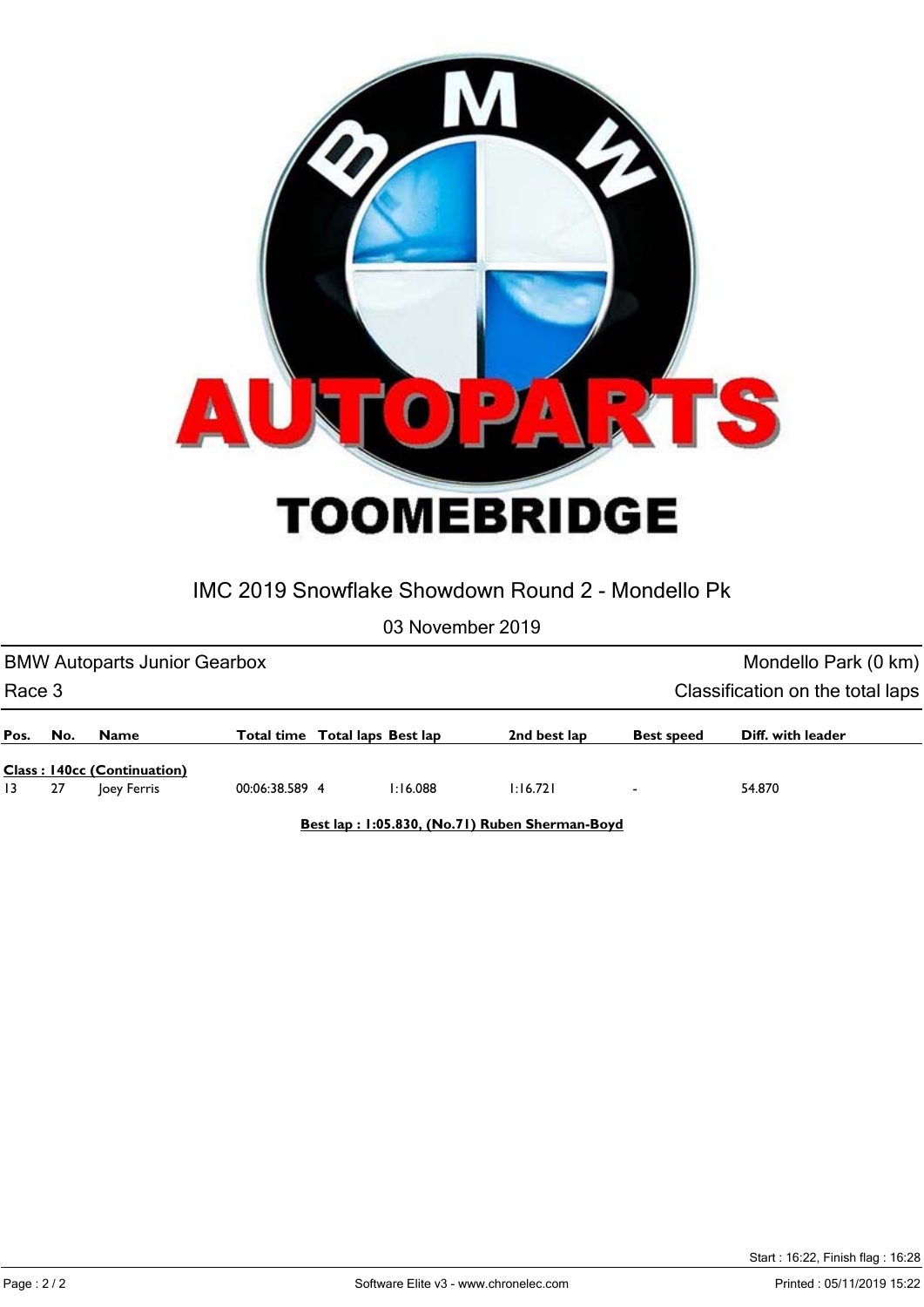IMC 2019 Snowflake Showdown Round 2 - Mondello Pk

03 November 2019

BMW Autoparts Junior Gearbox | Mondello Park (0 km)

Race 3 | Classification on the total laps

| Pos. | No. | Name | Total time | Total laps | Best lap | 2nd best lap | Best speed | Diff. with leader |
|---|---|---|---|---|---|---|---|---|
| **Class : 140cc (Continuation)** | | | | | | | | |
| 13 | 27 | Joey Ferris | 00:06:38.589 | 4 | 1:16.088 | 1:16.721 | - | 54.870 |

**Best lap : 1:05.830, (No.71) Ruben Sherman-Boyd**

Start : 16:22, Finish flag : 16:28

Software Elite v3 - www.chronelec.com

Printed : 05/11/2019 15:22